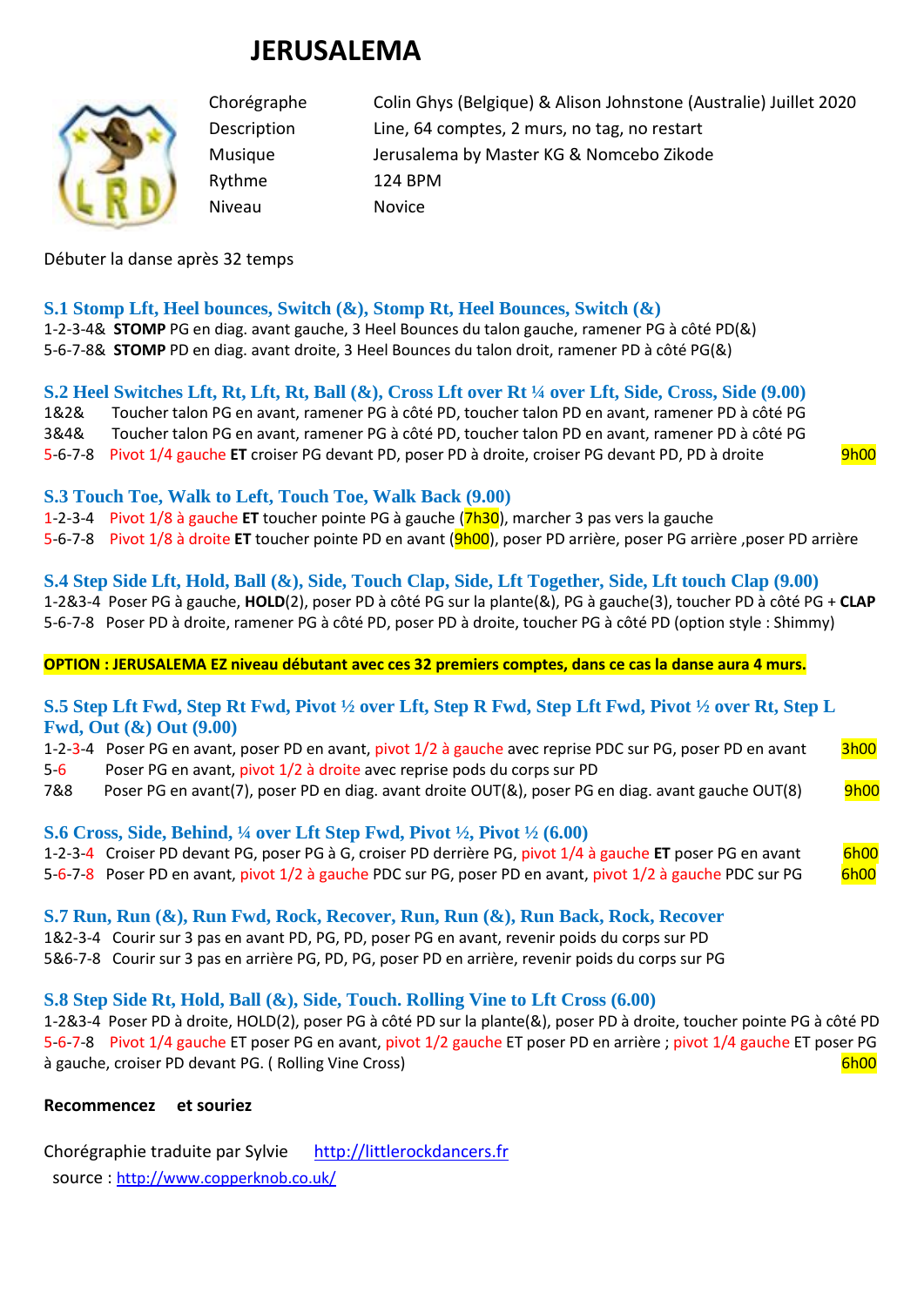# JERUSALEMA

| | |
|---|---|
| Chorégraphe | Colin Ghys (Belgique) & Alison Johnstone (Australie) Juillet 2020 |
| Description | Line, 64 comptes, 2 murs, no tag, no restart |
| Musique | Jerusalema by Master KG & Nomcebo Zikode |
| Rythme | 124 BPM |
| Niveau | Novice |

Débuter la danse après 32 temps

### S.1 Stomp Lft, Heel bounces, Switch (&), Stomp Rt, Heel Bounces, Switch (&)

1-2-3-4& **STOMP** PG en diag. avant gauche, 3 Heel Bounces du talon gauche, ramener PG à côté PD(&)
5-6-7-8& **STOMP** PD en diag. avant droite, 3 Heel Bounces du talon droit, ramener PD à côté PG(&)

### S.2 Heel Switches Lft, Rt, Lft, Rt, Ball (&), Cross Lft over Rt ¼ over Lft, Side, Cross, Side (9.00)

1&2& Toucher talon PG en avant, ramener PG à côté PD, toucher talon PD en avant, ramener PD à côté PG
3&4& Toucher talon PG en avant, ramener PG à côté PD, toucher talon PD en avant, ramener PD à côté PG
5-6-7-8 Pivot 1/4 gauche **ET** croiser PG devant PD, poser PD à droite, croiser PG devant PD, PD à droite 9h00

### S.3 Touch Toe, Walk to Left, Touch Toe, Walk Back (9.00)

1-2-3-4 Pivot 1/8 à gauche **ET** toucher pointe PG à gauche (7h30), marcher 3 pas vers la gauche
5-6-7-8 Pivot 1/8 à droite **ET** toucher pointe PD en avant (9h00), poser PD arrière, poser PG arrière ,poser PD arrière

### S.4 Step Side Lft, Hold, Ball (&), Side, Touch Clap, Side, Lft Together, Side, Lft touch Clap (9.00)

1-2&3-4 Poser PG à gauche, **HOLD**(2), poser PD à côté PG sur la plante(&), PG à gauche(3), toucher PD à côté PG + **CLAP**
5-6-7-8 Poser PD à droite, ramener PG à côté PD, poser PD à droite, toucher PG à côté PD (option style : Shimmy)

**OPTION : JERUSALEMA EZ niveau débutant avec ces 32 premiers comptes, dans ce cas la danse aura 4 murs.**

### S.5 Step Lft Fwd, Step Rt Fwd, Pivot ½ over Lft, Step R Fwd, Step Lft Fwd, Pivot ½ over Rt, Step L Fwd, Out (&) Out (9.00)

1-2-3-4 Poser PG en avant, poser PD en avant, pivot 1/2 à gauche avec reprise PDC sur PG, poser PD en avant 3h00
5-6 Poser PG en avant, pivot 1/2 à droite avec reprise pods du corps sur PD
7&8 Poser PG en avant(7), poser PD en diag. avant droite OUT(&), poser PG en diag. avant gauche OUT(8) 9h00

### S.6 Cross, Side, Behind, ¼ over Lft Step Fwd, Pivot ½, Pivot ½ (6.00)

1-2-3-4 Croiser PD devant PG, poser PG à G, croiser PD derrière PG, pivot 1/4 à gauche **ET** poser PG en avant 6h00
5-6-7-8 Poser PD en avant, pivot 1/2 à gauche PDC sur PG, poser PD en avant, pivot 1/2 à gauche PDC sur PG 6h00

### S.7 Run, Run (&), Run Fwd, Rock, Recover, Run, Run (&), Run Back, Rock, Recover

1&2-3-4 Courir sur 3 pas en avant PD, PG, PD, poser PG en avant, revenir poids du corps sur PD
5&6-7-8 Courir sur 3 pas en arrière PG, PD, PG, poser PD en arrière, revenir poids du corps sur PG

### S.8 Step Side Rt, Hold, Ball (&), Side, Touch. Rolling Vine to Lft Cross (6.00)

1-2&3-4 Poser PD à droite, HOLD(2), poser PG à côté PD sur la plante(&), poser PD à droite, toucher pointe PG à côté PD
5-6-7-8 Pivot 1/4 gauche ET poser PG en avant, pivot 1/2 gauche ET poser PD en arrière ; pivot 1/4 gauche ET poser PG à gauche, croiser PD devant PG. ( Rolling Vine Cross) 6h00

**Recommencez et souriez**

Chorégraphie traduite par Sylvie http://littlerockdancers.fr
source : http://www.copperknob.co.uk/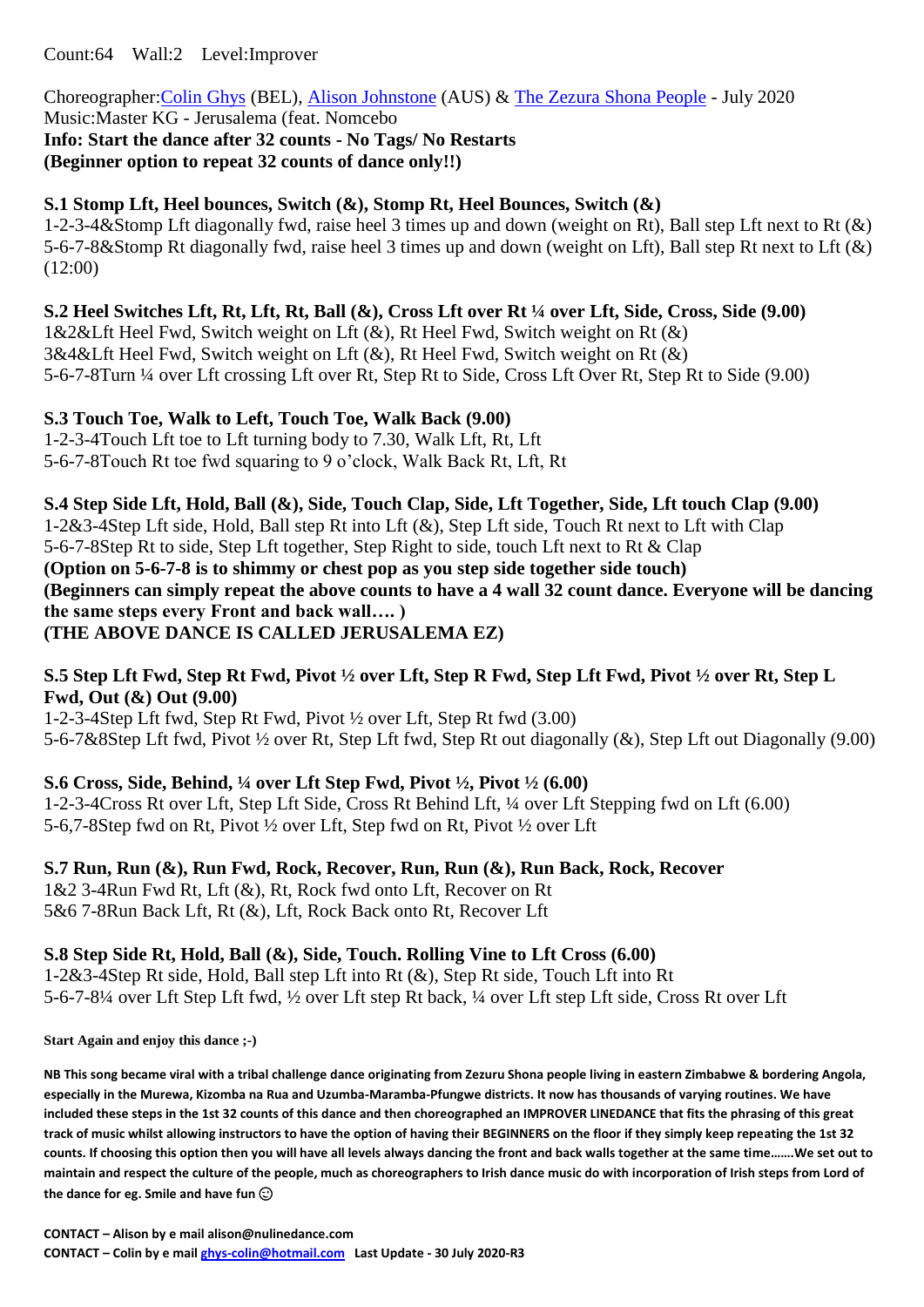Count:64 Wall:2 Level:Improver

Choreographer:Colin Ghys (BEL), Alison Johnstone (AUS) & The Zezura Shona People - July 2020
Music:Master KG - Jerusalema (feat. Nomcebo
**Info: Start the dance after 32 counts - No Tags/ No Restarts**
**(Beginner option to repeat 32 counts of dance only!!)**

**S.1 Stomp Lft, Heel bounces, Switch (&), Stomp Rt, Heel Bounces, Switch (&)**
1-2-3-4&Stomp Lft diagonally fwd, raise heel 3 times up and down (weight on Rt), Ball step Lft next to Rt (&)
5-6-7-8&Stomp Rt diagonally fwd, raise heel 3 times up and down (weight on Lft), Ball step Rt next to Lft (&) (12:00)

**S.2 Heel Switches Lft, Rt, Lft, Rt, Ball (&), Cross Lft over Rt ¼ over Lft, Side, Cross, Side (9.00)**
1&2&Lft Heel Fwd, Switch weight on Lft (&), Rt Heel Fwd, Switch weight on Rt (&)
3&4&Lft Heel Fwd, Switch weight on Lft (&), Rt Heel Fwd, Switch weight on Rt (&)
5-6-7-8Turn ¼ over Lft crossing Lft over Rt, Step Rt to Side, Cross Lft Over Rt, Step Rt to Side (9.00)

**S.3 Touch Toe, Walk to Left, Touch Toe, Walk Back (9.00)**
1-2-3-4Touch Lft toe to Lft turning body to 7.30, Walk Lft, Rt, Lft
5-6-7-8Touch Rt toe fwd squaring to 9 o'clock, Walk Back Rt, Lft, Rt

**S.4 Step Side Lft, Hold, Ball (&), Side, Touch Clap, Side, Lft Together, Side, Lft touch Clap (9.00)**
1-2&3-4Step Lft side, Hold, Ball step Rt into Lft (&), Step Lft side, Touch Rt next to Lft with Clap
5-6-7-8Step Rt to side, Step Lft together, Step Right to side, touch Lft next to Rt & Clap
**(Option on 5-6-7-8 is to shimmy or chest pop as you step side together side touch)**
**(Beginners can simply repeat the above counts to have a 4 wall 32 count dance. Everyone will be dancing the same steps every Front and back wall…. )**
**(THE ABOVE DANCE IS CALLED JERUSALEMA EZ)**

**S.5 Step Lft Fwd, Step Rt Fwd, Pivot ½ over Lft, Step R Fwd, Step Lft Fwd, Pivot ½ over Rt, Step L Fwd, Out (&) Out (9.00)**
1-2-3-4Step Lft fwd, Step Rt Fwd, Pivot ½ over Lft, Step Rt fwd (3.00)
5-6-7&8Step Lft fwd, Pivot ½ over Rt, Step Lft fwd, Step Rt out diagonally (&), Step Lft out Diagonally (9.00)

**S.6 Cross, Side, Behind, ¼ over Lft Step Fwd, Pivot ½, Pivot ½ (6.00)**
1-2-3-4Cross Rt over Lft, Step Lft Side, Cross Rt Behind Lft, ¼ over Lft Stepping fwd on Lft (6.00)
5-6,7-8Step fwd on Rt, Pivot ½ over Lft, Step fwd on Rt, Pivot ½ over Lft

**S.7 Run, Run (&), Run Fwd, Rock, Recover, Run, Run (&), Run Back, Rock, Recover**
1&2 3-4Run Fwd Rt, Lft (&), Rt, Rock fwd onto Lft, Recover on Rt
5&6 7-8Run Back Lft, Rt (&), Lft, Rock Back onto Rt, Recover Lft

**S.8 Step Side Rt, Hold, Ball (&), Side, Touch. Rolling Vine to Lft Cross (6.00)**
1-2&3-4Step Rt side, Hold, Ball step Lft into Rt (&), Step Rt side, Touch Lft into Rt
5-6-7-8¼ over Lft Step Lft fwd, ½ over Lft step Rt back, ¼ over Lft step Lft side, Cross Rt over Lft

**Start Again and enjoy this dance ;-)**

**NB This song became viral with a tribal challenge dance originating from Zezuru Shona people living in eastern Zimbabwe & bordering Angola, especially in the Murewa, Kizomba na Rua and Uzumba-Maramba-Pfungwe districts. It now has thousands of varying routines. We have included these steps in the 1st 32 counts of this dance and then choreographed an IMPROVER LINEDANCE that fits the phrasing of this great track of music whilst allowing instructors to have the option of having their BEGINNERS on the floor if they simply keep repeating the 1st 32 counts. If choosing this option then you will have all levels always dancing the front and back walls together at the same time…….We set out to maintain and respect the culture of the people, much as choreographers to Irish dance music do with incorporation of Irish steps from Lord of the Dance for eg. Smile and have fun ☺**

**CONTACT – Alison by e mail alison@nulinedance.com**
**CONTACT – Colin by e mail ghys-colin@hotmail.com Last Update - 30 July 2020-R3**